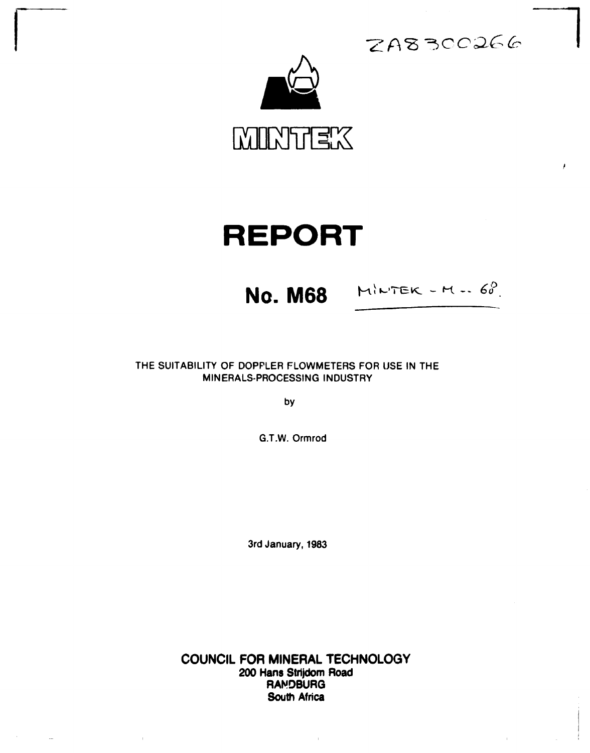ZA8300266

MINTEK

# REPORT

## No. M68

MINTEK - M -- 68.

THE SUITABILITY OF DOPPLER FLOWMETERS FOR USE IN THE MINERALS-PROCESSING INDUSTRY

by

G.T.W. Ormrod

3rd January, 1983

**COUNCIL FOR MINERAL TECHNOLOGY**
**200 Hans Strijdom Road**
**RANDBURG**
**South Africa**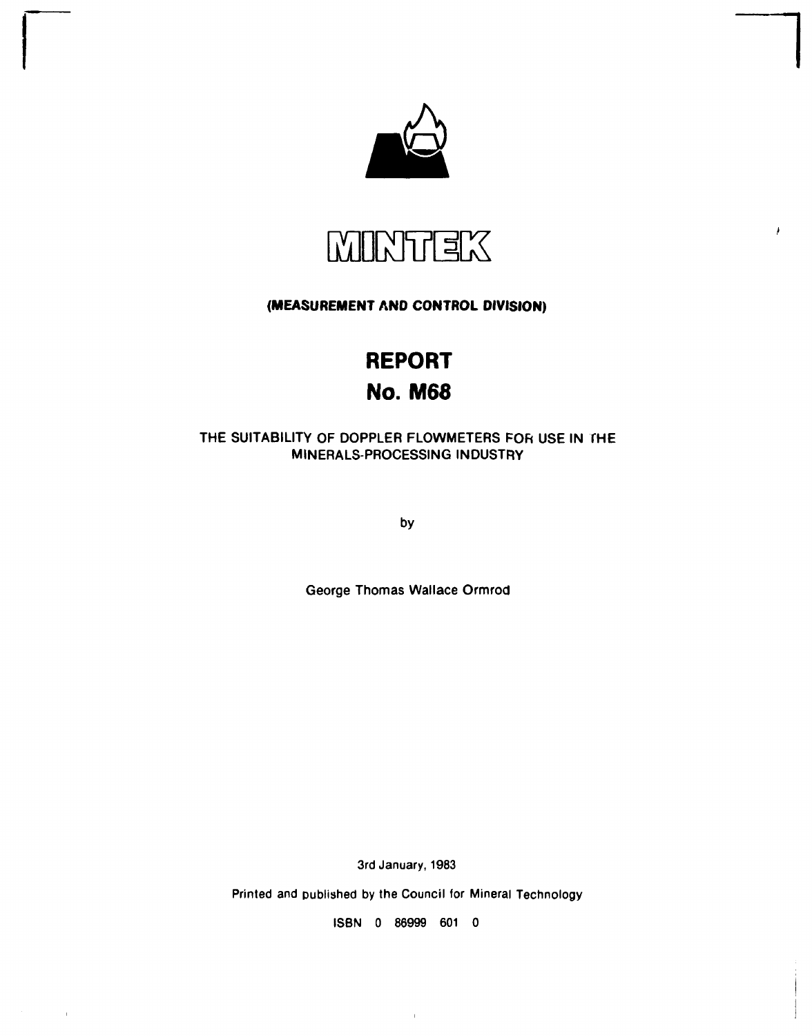# MINTEK

**(MEASUREMENT AND CONTROL DIVISION)**

# REPORT
# No. M68

THE SUITABILITY OF DOPPLER FLOWMETERS FOR USE IN THE MINERALS-PROCESSING INDUSTRY

by

George Thomas Wallace Ormrod

3rd January, 1983

Printed and published by the Council for Mineral Technology

ISBN 0 86999 601 0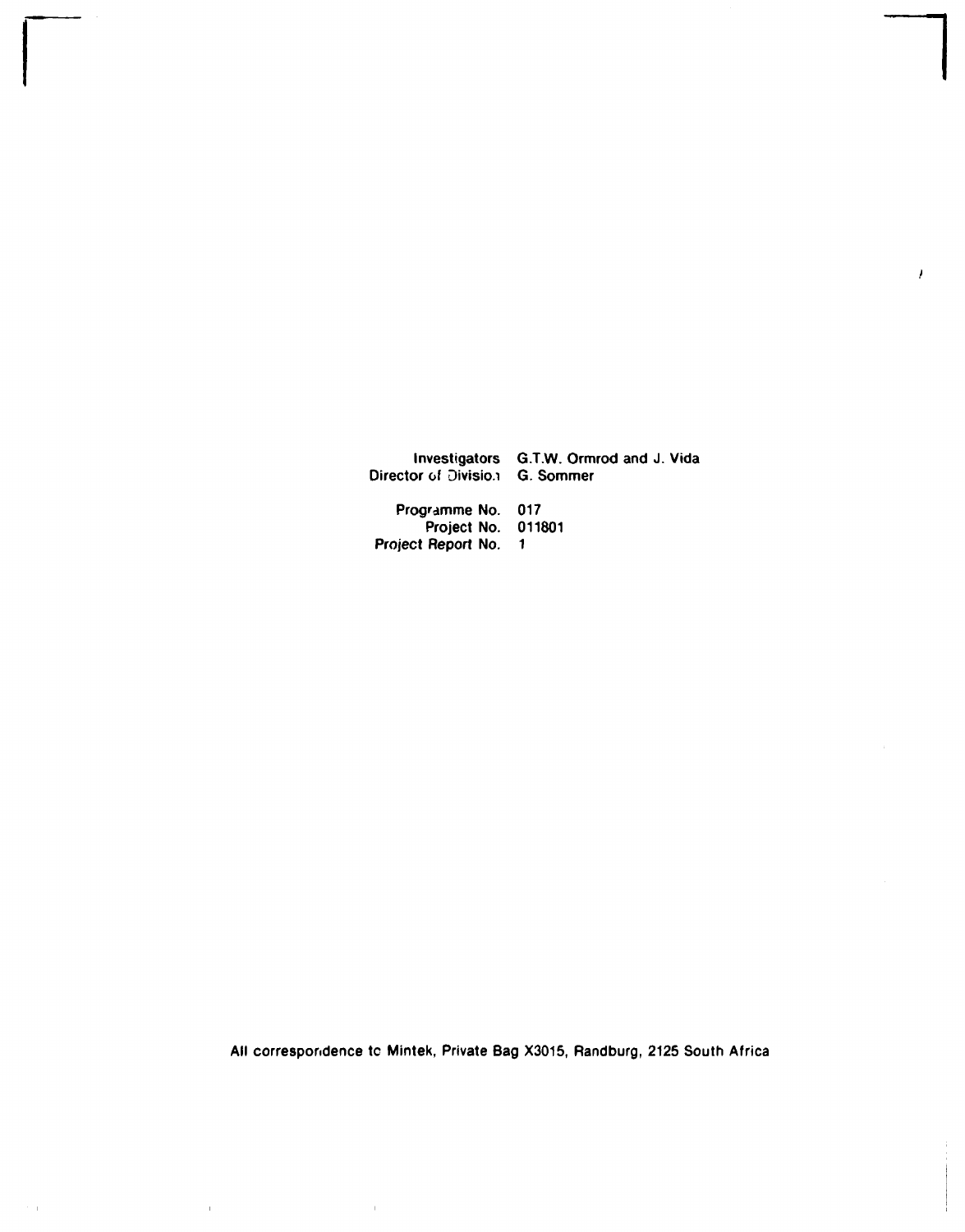| | |
|---|---|
| Investigators | G.T.W. Ormrod and J. Vida |
| Director of Division | G. Sommer |
| Programme No. | 017 |
| Project No. | 011801 |
| Project Report No. | 1 |

All correspondence to Mintek, Private Bag X3015, Randburg, 2125 South Africa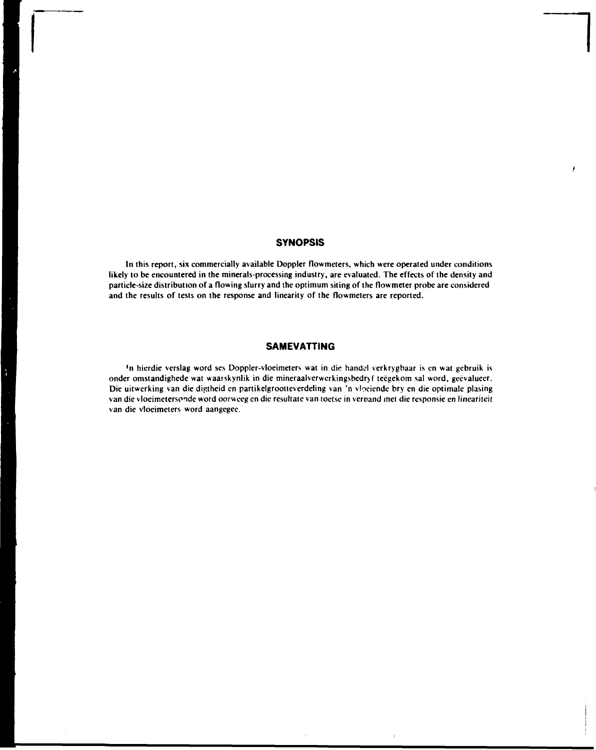## SYNOPSIS

In this report, six commercially available Doppler flowmeters, which were operated under conditions likely to be encountered in the minerals-processing industry, are evaluated. The effects of the density and particle-size distribution of a flowing slurry and the optimum siting of the flowmeter probe are considered and the results of tests on the response and linearity of the flowmeters are reported.

## SAMEVATTING

'n Hierdie verslag word ses Doppler-vloeimeters wat in die handel verkrygbaar is en wat gebruik is onder omstandighede wat waarskynlik in die mineraalverwerkingsbedryf teëgekom sal word, geëvalueer. Die uitwerking van die digtheid en partikelgrootteverdeling van 'n vloeiende bry en die optimale plasing van die vloeimetersonde word oorweeg en die resultate van toetse in verband met die responsie en lineariteit van die vloeimeters word aangegee.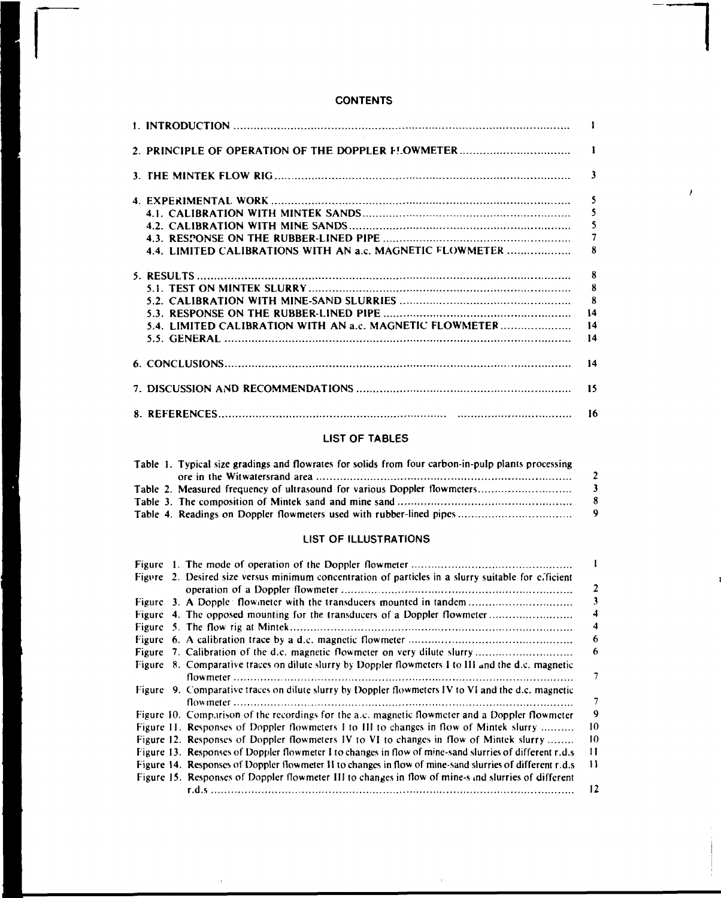## CONTENTS

| | |
|---|---|
| 1. INTRODUCTION | 1 |
| 2. PRINCIPLE OF OPERATION OF THE DOPPLER FLOWMETER | 1 |
| 3. THE MINTEK FLOW RIG | 3 |
| 4. EXPERIMENTAL WORK | 5 |
| 4.1. CALIBRATION WITH MINTEK SANDS | 5 |
| 4.2. CALIBRATION WITH MINE SANDS | 5 |
| 4.3. RESPONSE ON THE RUBBER-LINED PIPE | 7 |
| 4.4. LIMITED CALIBRATIONS WITH AN a.c. MAGNETIC FLOWMETER | 8 |
| 5. RESULTS | 8 |
| 5.1. TEST ON MINTEK SLURRY | 8 |
| 5.2. CALIBRATION WITH MINE-SAND SLURRIES | 8 |
| 5.3. RESPONSE ON THE RUBBER-LINED PIPE | 14 |
| 5.4. LIMITED CALIBRATION WITH AN a.c. MAGNETIC FLOWMETER | 14 |
| 5.5. GENERAL | 14 |
| 6. CONCLUSIONS | 14 |
| 7. DISCUSSION AND RECOMMENDATIONS | 15 |
| 8. REFERENCES | 16 |

## LIST OF TABLES

| | |
|---|---|
| Table 1. Typical size gradings and flowrates for solids from four carbon-in-pulp plants processing ore in the Witwatersrand area | 2 |
| Table 2. Measured frequency of ultrasound for various Doppler flowmeters | 3 |
| Table 3. The composition of Mintek sand and mine sand | 8 |
| Table 4. Readings on Doppler flowmeters used with rubber-lined pipes | 9 |

## LIST OF ILLUSTRATIONS

| | |
|---|---|
| Figure 1. The mode of operation of the Doppler flowmeter | 1 |
| Figure 2. Desired size versus minimum concentration of particles in a slurry suitable for efficient operation of a Doppler flowmeter | 2 |
| Figure 3. A Doppler flowmeter with the transducers mounted in tandem | 3 |
| Figure 4. The opposed mounting for the transducers of a Doppler flowmeter | 4 |
| Figure 5. The flow rig at Mintek | 4 |
| Figure 6. A calibration trace by a d.c. magnetic flowmeter | 6 |
| Figure 7. Calibration of the d.c. magnetic flowmeter on very dilute slurry | 6 |
| Figure 8. Comparative traces on dilute slurry by Doppler flowmeters I to III and the d.c. magnetic flowmeter | 7 |
| Figure 9. Comparative traces on dilute slurry by Doppler flowmeters IV to VI and the d.c. magnetic flowmeter | 7 |
| Figure 10. Comparison of the recordings for the a.c. magnetic flowmeter and a Doppler flowmeter | 9 |
| Figure 11. Responses of Doppler flowmeters I to III to changes in flow of Mintek slurry | 10 |
| Figure 12. Responses of Doppler flowmeters IV to VI to changes in flow of Mintek slurry | 10 |
| Figure 13. Responses of Doppler flowmeter I to changes in flow of mine-sand slurries of different r.d.s | 11 |
| Figure 14. Responses of Doppler flowmeter II to changes in flow of mine-sand slurries of different r.d.s | 11 |
| Figure 15. Responses of Doppler flowmeter III to changes in flow of mine-sand slurries of different r.d.s | 12 |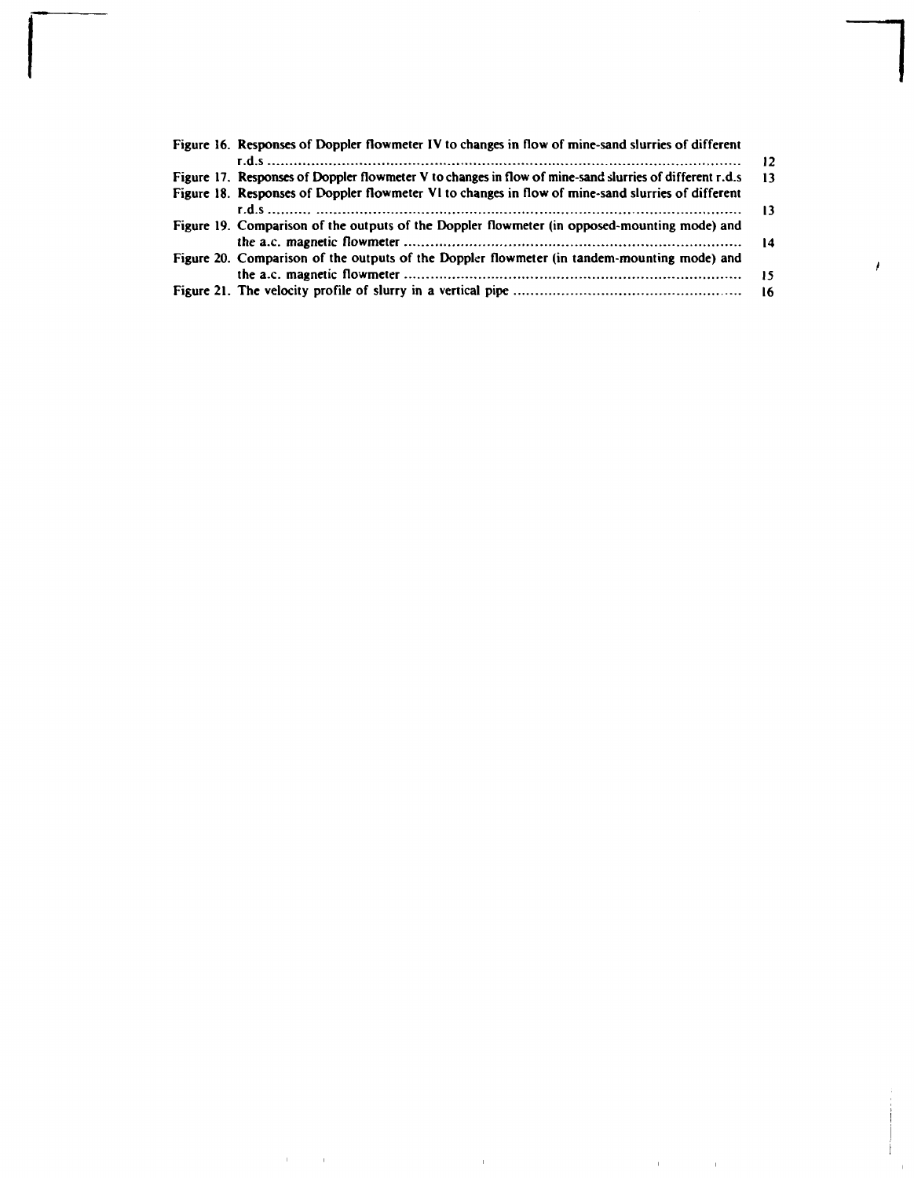Figure 16. Responses of Doppler flowmeter IV to changes in flow of mine-sand slurries of different r.d.s ..... 12

Figure 17. Responses of Doppler flowmeter V to changes in flow of mine-sand slurries of different r.d.s ..... 13

Figure 18. Responses of Doppler flowmeter VI to changes in flow of mine-sand slurries of different r.d.s ..... 13

Figure 19. Comparison of the outputs of the Doppler flowmeter (in opposed-mounting mode) and the a.c. magnetic flowmeter ..... 14

Figure 20. Comparison of the outputs of the Doppler flowmeter (in tandem-mounting mode) and the a.c. magnetic flowmeter ..... 15

Figure 21. The velocity profile of slurry in a vertical pipe ..... 16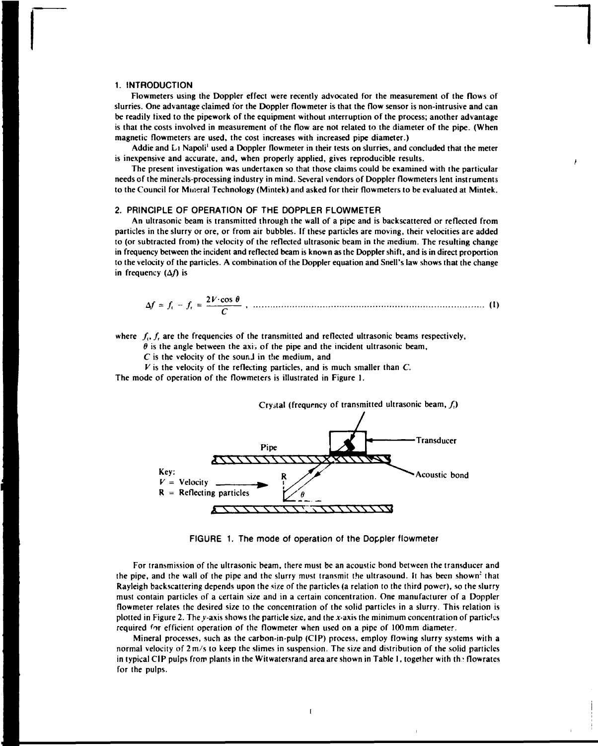## 1. INTRODUCTION

Flowmeters using the Doppler effect were recently advocated for the measurement of the flows of slurries. One advantage claimed for the Doppler flowmeter is that the flow sensor is non-intrusive and can be readily fixed to the pipework of the equipment without interruption of the process; another advantage is that the costs involved in measurement of the flow are not related to the diameter of the pipe. (When magnetic flowmeters are used, the cost increases with increased pipe diameter.)

Addie and Di Napoli[1] used a Doppler flowmeter in their tests on slurries, and concluded that the meter is inexpensive and accurate, and, when properly applied, gives reproducible results.

The present investigation was undertaken so that those claims could be examined with the particular needs of the minerals-processing industry in mind. Several vendors of Doppler flowmeters lent instruments to the Council for Mineral Technology (Mintek) and asked for their flowmeters to be evaluated at Mintek.

## 2. PRINCIPLE OF OPERATION OF THE DOPPLER FLOWMETER

An ultrasonic beam is transmitted through the wall of a pipe and is backscattered or reflected from particles in the slurry or ore, or from air bubbles. If these particles are moving, their velocities are added to (or subtracted from) the velocity of the reflected ultrasonic beam in the medium. The resulting change in frequency between the incident and reflected beam is known as the Doppler shift, and is in direct proportion to the velocity of the particles. A combination of the Doppler equation and Snell's law shows that the change in frequency ($\Delta f$) is

$$\Delta f = f_t - f_r = \frac{2V \cdot \cos \theta}{C}, \quad \text{(1)}$$

where $f_t, f_r$ are the frequencies of the transmitted and reflected ultrasonic beams respectively,
$\theta$ is the angle between the axis of the pipe and the incident ultrasonic beam,
$C$ is the velocity of the sound in the medium, and
$V$ is the velocity of the reflecting particles, and is much smaller than $C$.

The mode of operation of the flowmeters is illustrated in Figure 1.

Crystal (frequency of transmitted ultrasonic beam, $f_t$)

Pipe — Transducer — Acoustic bond

Key:
$V$ = Velocity
R = Reflecting particles

FIGURE 1. The mode of operation of the Doppler flowmeter

For transmission of the ultrasonic beam, there must be an acoustic bond between the transducer and the pipe, and the wall of the pipe and the slurry must transmit the ultrasound. It has been shown[2] that Rayleigh backscattering depends upon the size of the particles (a relation to the third power), so the slurry must contain particles of a certain size and in a certain concentration. One manufacturer of a Doppler flowmeter relates the desired size to the concentration of the solid particles in a slurry. This relation is plotted in Figure 2. The $y$-axis shows the particle size, and the $x$-axis the minimum concentration of particles required for efficient operation of the flowmeter when used on a pipe of 100 mm diameter.

Mineral processes, such as the carbon-in-pulp (CIP) process, employ flowing slurry systems with a normal velocity of 2 m/s to keep the slimes in suspension. The size and distribution of the solid particles in typical CIP pulps from plants in the Witwatersrand area are shown in Table 1, together with the flowrates for the pulps.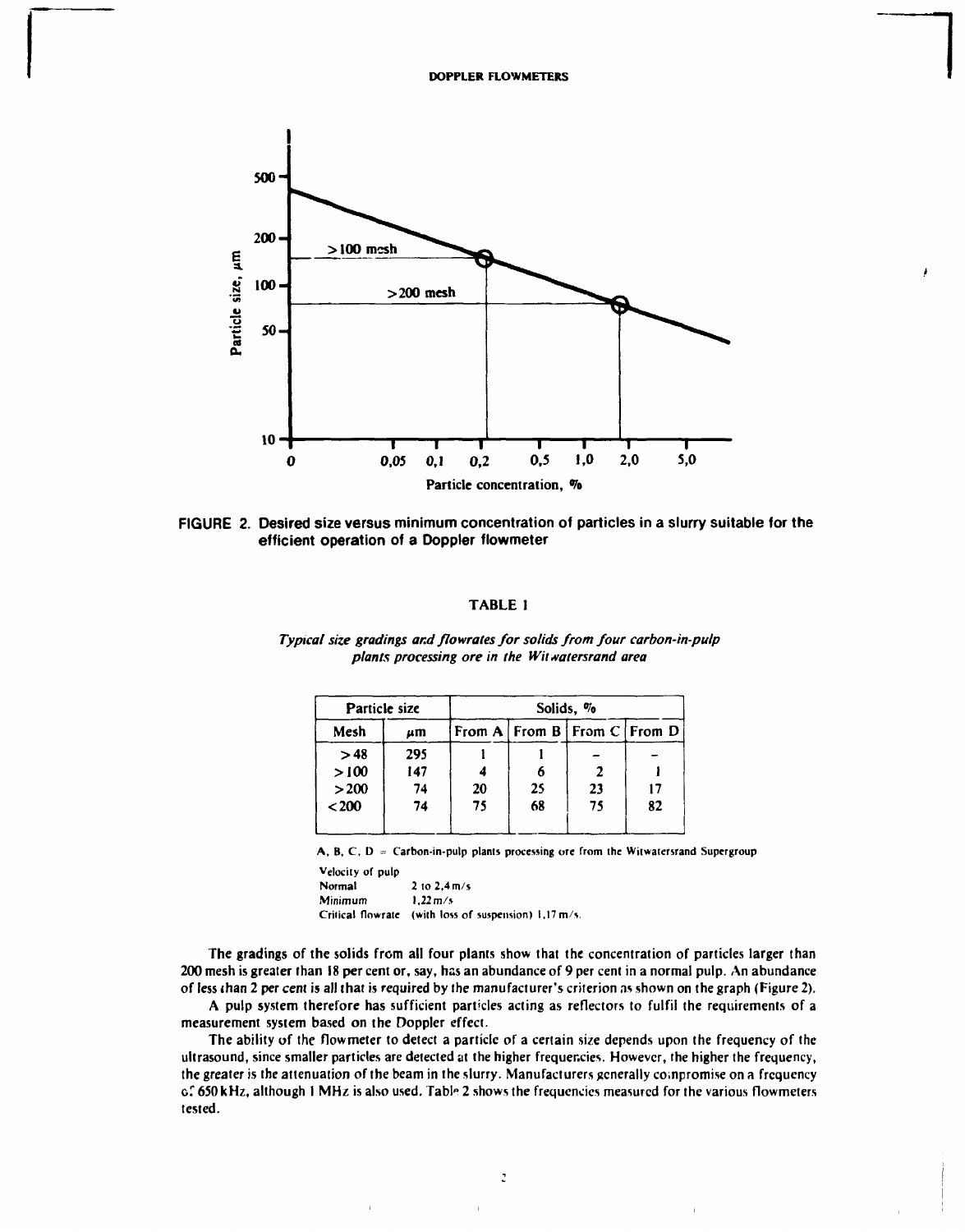FIGURE 2. Desired size versus minimum concentration of particles in a slurry suitable for the efficient operation of a Doppler flowmeter

TABLE 1

*Typical size gradings and flowrates for solids from four carbon-in-pulp plants processing ore in the Witwatersrand area*

| Particle size | | Solids, % | | | |
|---|---|---|---|---|---|
| Mesh | μm | From A | From B | From C | From D |
| >48 | 295 | 1 | 1 | – | – |
| >100 | 147 | 4 | 6 | 2 | 1 |
| >200 | 74 | 20 | 25 | 23 | 17 |
| <200 | 74 | 75 | 68 | 75 | 82 |

A, B, C, D = Carbon-in-pulp plants processing ore from the Witwatersrand Supergroup

Velocity of pulp
Normal 2 to 2,4 m/s
Minimum 1,22 m/s
Critical flowrate (with loss of suspension) 1,17 m/s.

The gradings of the solids from all four plants show that the concentration of particles larger than 200 mesh is greater than 18 per cent or, say, has an abundance of 9 per cent in a normal pulp. An abundance of less than 2 per cent is all that is required by the manufacturer's criterion as shown on the graph (Figure 2).

A pulp system therefore has sufficient particles acting as reflectors to fulfil the requirements of a measurement system based on the Doppler effect.

The ability of the flowmeter to detect a particle of a certain size depends upon the frequency of the ultrasound, since smaller particles are detected at the higher frequencies. However, the higher the frequency, the greater is the attenuation of the beam in the slurry. Manufacturers generally compromise on a frequency of 650 kHz, although 1 MHz is also used. Table 2 shows the frequencies measured for the various flowmeters tested.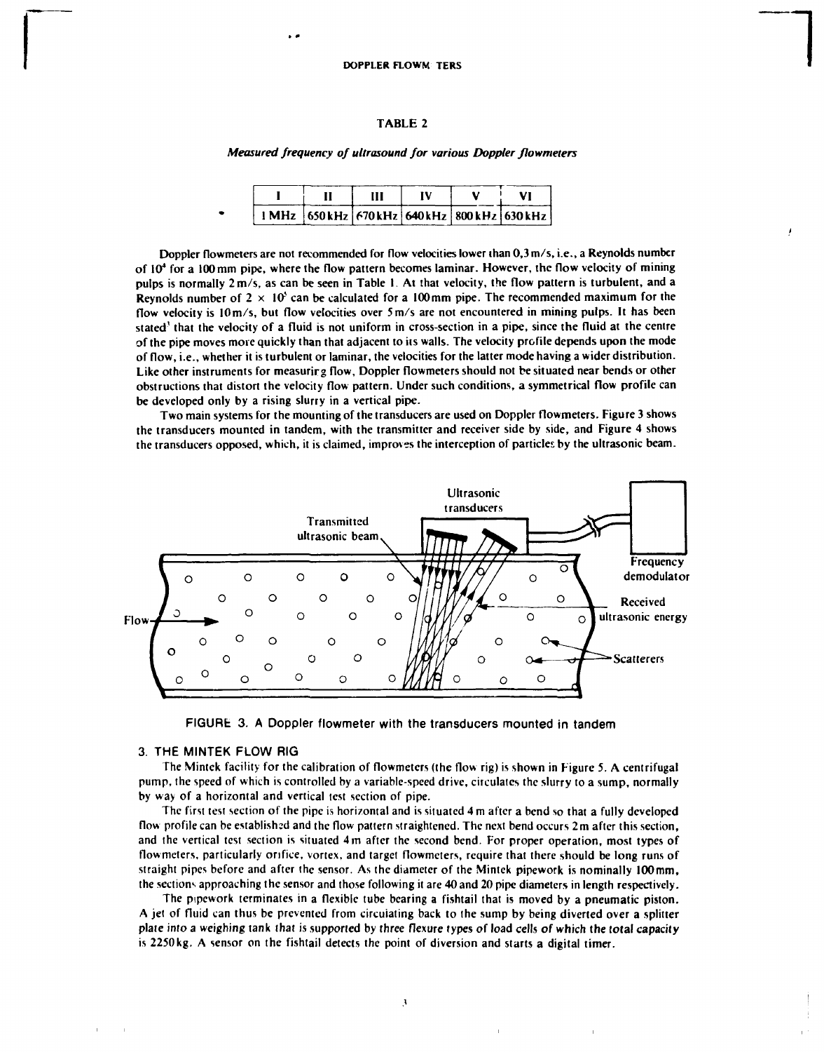## TABLE 2

### *Measured frequency of ultrasound for various Doppler flowmeters*

| I | II | III | IV | V | VI |
|---|---|---|---|---|---|
| 1 MHz | 650 kHz | 670 kHz | 640 kHz | 800 kHz | 630 kHz |

Doppler flowmeters are not recommended for flow velocities lower than 0,3 m/s, i.e., a Reynolds number of $10^4$ for a 100 mm pipe, where the flow pattern becomes laminar. However, the flow velocity of mining pulps is normally 2 m/s, as can be seen in Table 1. At that velocity, the flow pattern is turbulent, and a Reynolds number of $2 \times 10^5$ can be calculated for a 100 mm pipe. The recommended maximum for the flow velocity is 10 m/s, but flow velocities over 5 m/s are not encountered in mining pulps. It has been stated[1] that the velocity of a fluid is not uniform in cross-section in a pipe, since the fluid at the centre of the pipe moves more quickly than that adjacent to its walls. The velocity profile depends upon the mode of flow, i.e., whether it is turbulent or laminar, the velocities for the latter mode having a wider distribution. Like other instruments for measuring flow, Doppler flowmeters should not be situated near bends or other obstructions that distort the velocity flow pattern. Under such conditions, a symmetrical flow profile can be developed only by a rising slurry in a vertical pipe.

Two main systems for the mounting of the transducers are used on Doppler flowmeters. Figure 3 shows the transducers mounted in tandem, with the transmitter and receiver side by side, and Figure 4 shows the transducers opposed, which, it is claimed, improves the interception of particles by the ultrasonic beam.

FIGURE 3. A Doppler flowmeter with the transducers mounted in tandem

## 3. THE MINTEK FLOW RIG

The Mintek facility for the calibration of flowmeters (the flow rig) is shown in Figure 5. A centrifugal pump, the speed of which is controlled by a variable-speed drive, circulates the slurry to a sump, normally by way of a horizontal and vertical test section of pipe.

The first test section of the pipe is horizontal and is situated 4 m after a bend so that a fully developed flow profile can be established and the flow pattern straightened. The next bend occurs 2 m after this section, and the vertical test section is situated 4 m after the second bend. For proper operation, most types of flowmeters, particularly orifice, vortex, and target flowmeters, require that there should be long runs of straight pipes before and after the sensor. As the diameter of the Mintek pipework is nominally 100 mm, the sections approaching the sensor and those following it are 40 and 20 pipe diameters in length respectively.

The pipework terminates in a flexible tube bearing a fishtail that is moved by a pneumatic piston. A jet of fluid can thus be prevented from circulating back to the sump by being diverted over a splitter plate into a weighing tank that is supported by three flexure types of load cells of which the total capacity is 2250 kg. A sensor on the fishtail detects the point of diversion and starts a digital timer.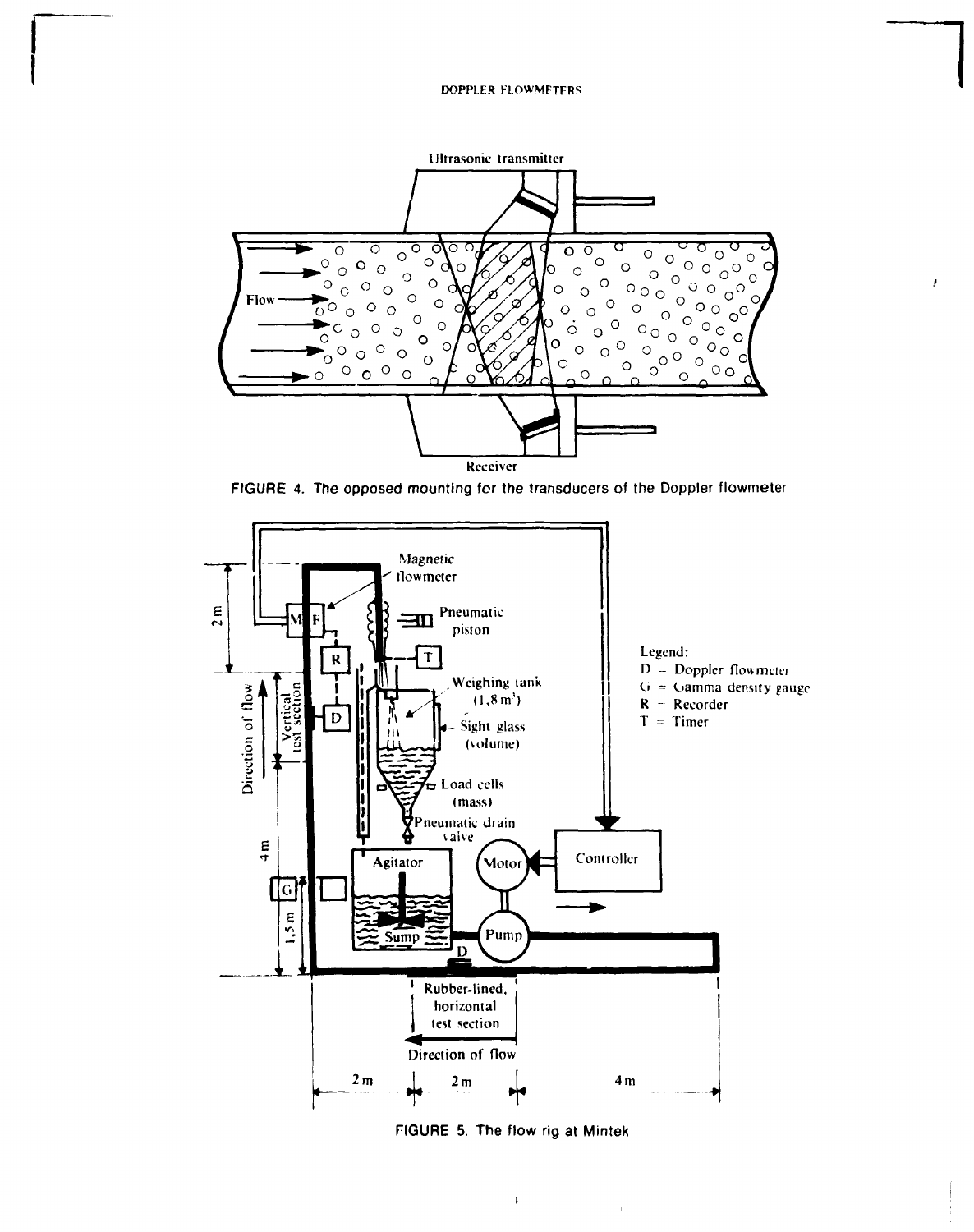FIGURE 4. The opposed mounting for the transducers of the Doppler flowmeter

FIGURE 5. The flow rig at Mintek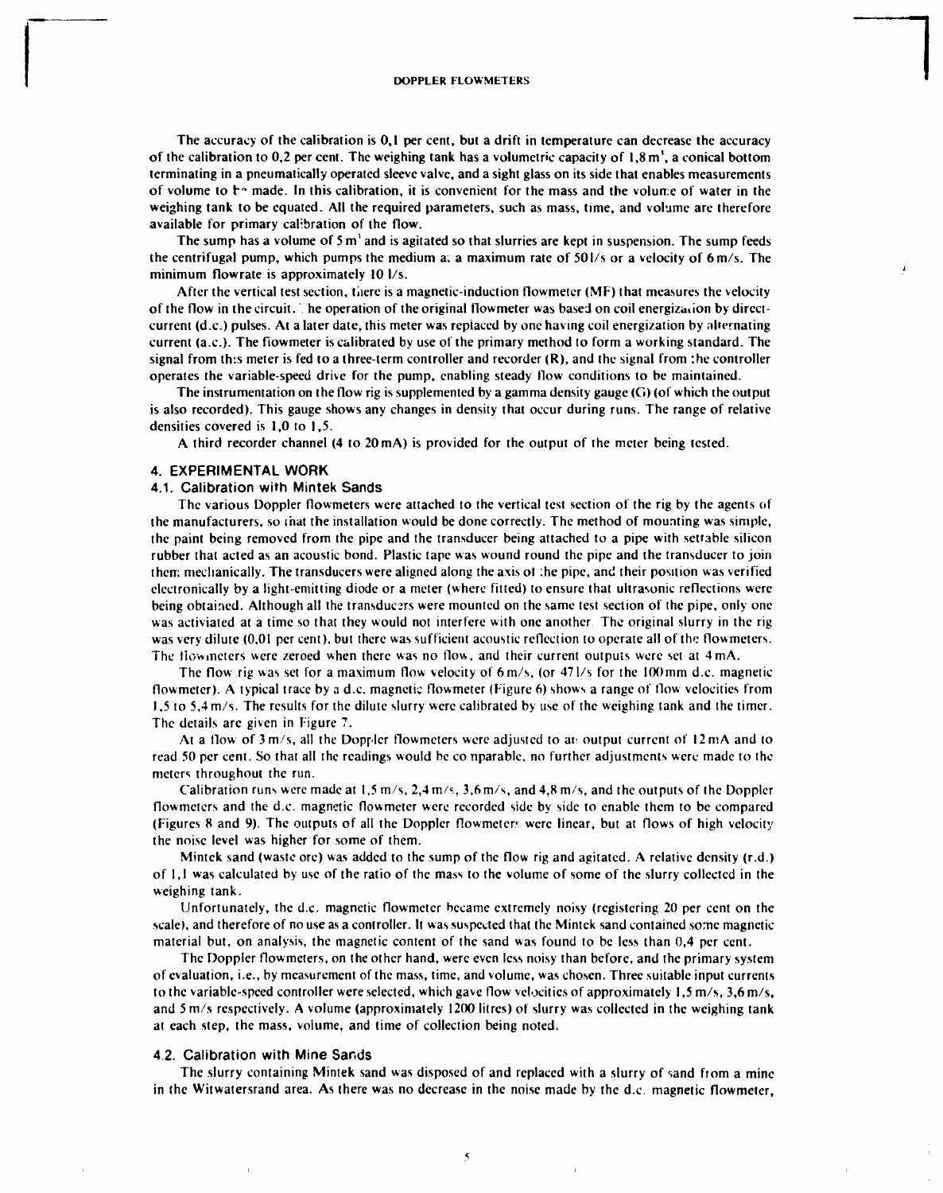The accuracy of the calibration is 0,1 per cent, but a drift in temperature can decrease the accuracy of the calibration to 0,2 per cent. The weighing tank has a volumetric capacity of 1,8 $m^3$, a conical bottom terminating in a pneumatically operated sleeve valve, and a sight glass on its side that enables measurements of volume to be made. In this calibration, it is convenient for the mass and the volume of water in the weighing tank to be equated. All the required parameters, such as mass, time, and volume are therefore available for primary calibration of the flow.

The sump has a volume of 5 $m^3$ and is agitated so that slurries are kept in suspension. The sump feeds the centrifugal pump, which pumps the medium at a maximum rate of 50 l/s or a velocity of 6 m/s. The minimum flowrate is approximately 10 l/s.

After the vertical test section, there is a magnetic-induction flowmeter (MF) that measures the velocity of the flow in the circuit. The operation of the original flowmeter was based on coil energization by direct-current (d.c.) pulses. At a later date, this meter was replaced by one having coil energization by alternating current (a.c.). The flowmeter is calibrated by use of the primary method to form a working standard. The signal from this meter is fed to a three-term controller and recorder (R), and the signal from the controller operates the variable-speed drive for the pump, enabling steady flow conditions to be maintained.

The instrumentation on the flow rig is supplemented by a gamma density gauge (G) (of which the output is also recorded). This gauge shows any changes in density that occur during runs. The range of relative densities covered is 1,0 to 1,5.

A third recorder channel (4 to 20 mA) is provided for the output of the meter being tested.

## 4. EXPERIMENTAL WORK

### 4.1. Calibration with Mintek Sands

The various Doppler flowmeters were attached to the vertical test section of the rig by the agents of the manufacturers, so that the installation would be done correctly. The method of mounting was simple, the paint being removed from the pipe and the transducer being attached to a pipe with settable silicon rubber that acted as an acoustic bond. Plastic tape was wound round the pipe and the transducer to join them mechanically. The transducers were aligned along the axis of the pipe, and their position was verified electronically by a light-emitting diode or a meter (where fitted) to ensure that ultrasonic reflections were being obtained. Although all the transducers were mounted on the same test section of the pipe, only one was activiated at a time so that they would not interfere with one another. The original slurry in the rig was very dilute (0,01 per cent), but there was sufficient acoustic reflection to operate all of the flowmeters. The flowmeters were zeroed when there was no flow, and their current outputs were set at 4 mA.

The flow rig was set for a maximum flow velocity of 6 m/s, (or 47 l/s for the 100 mm d.c. magnetic flowmeter). A typical trace by a d.c. magnetic flowmeter (Figure 6) shows a range of flow velocities from 1,5 to 5,4 m/s. The results for the dilute slurry were calibrated by use of the weighing tank and the timer. The details are given in Figure 7.

At a flow of 3 m/s, all the Doppler flowmeters were adjusted to an output current of 12 mA and to read 50 per cent. So that all the readings would be comparable, no further adjustments were made to the meters throughout the run.

Calibration runs were made at 1,5 m/s, 2,4 m/s, 3,6 m/s, and 4,8 m/s, and the outputs of the Doppler flowmeters and the d.c. magnetic flowmeter were recorded side by side to enable them to be compared (Figures 8 and 9). The outputs of all the Doppler flowmeters were linear, but at flows of high velocity the noise level was higher for some of them.

Mintek sand (waste ore) was added to the sump of the flow rig and agitated. A relative density (r.d.) of 1,1 was calculated by use of the ratio of the mass to the volume of some of the slurry collected in the weighing tank.

Unfortunately, the d.c. magnetic flowmeter became extremely noisy (registering 20 per cent on the scale), and therefore of no use as a controller. It was suspected that the Mintek sand contained some magnetic material but, on analysis, the magnetic content of the sand was found to be less than 0,4 per cent.

The Doppler flowmeters, on the other hand, were even less noisy than before, and the primary system of evaluation, i.e., by measurement of the mass, time, and volume, was chosen. Three suitable input currents to the variable-speed controller were selected, which gave flow velocities of approximately 1,5 m/s, 3,6 m/s, and 5 m/s respectively. A volume (approximately 1200 litres) of slurry was collected in the weighing tank at each step, the mass, volume, and time of collection being noted.

### 4.2. Calibration with Mine Sands

The slurry containing Mintek sand was disposed of and replaced with a slurry of sand from a mine in the Witwatersrand area. As there was no decrease in the noise made by the d.c. magnetic flowmeter,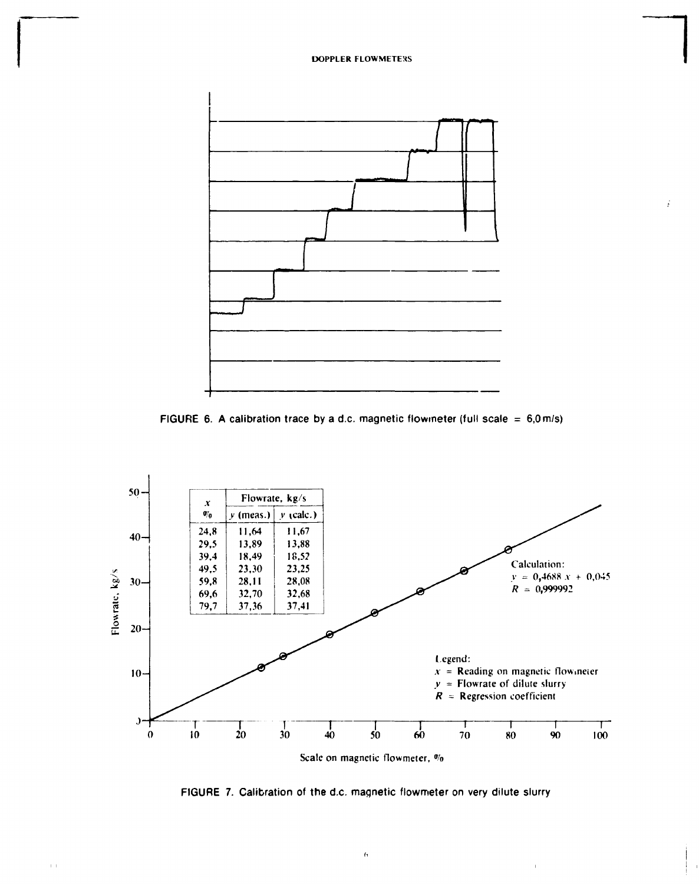FIGURE 6. A calibration trace by a d.c. magnetic flowmeter (full scale = 6,0 m/s)

| x % | Flowrate, kg/s | |
|---|---|---|
| | y (meas.) | y (calc.) |
| 24,8 | 11,64 | 11,67 |
| 29,5 | 13,89 | 13,88 |
| 39,4 | 18,49 | 18,52 |
| 49,5 | 23,30 | 23,25 |
| 59,8 | 28,11 | 28,08 |
| 69,6 | 32,70 | 32,68 |
| 79,7 | 37,36 | 37,41 |

Calculation:
$y = 0{,}4688\,x + 0{,}045$
$R = 0{,}999992$

Legend:
$x$ = Reading on magnetic flowmeter
$y$ = Flowrate of dilute slurry
$R$ = Regression coefficient

FIGURE 7. Calibration of the d.c. magnetic flowmeter on very dilute slurry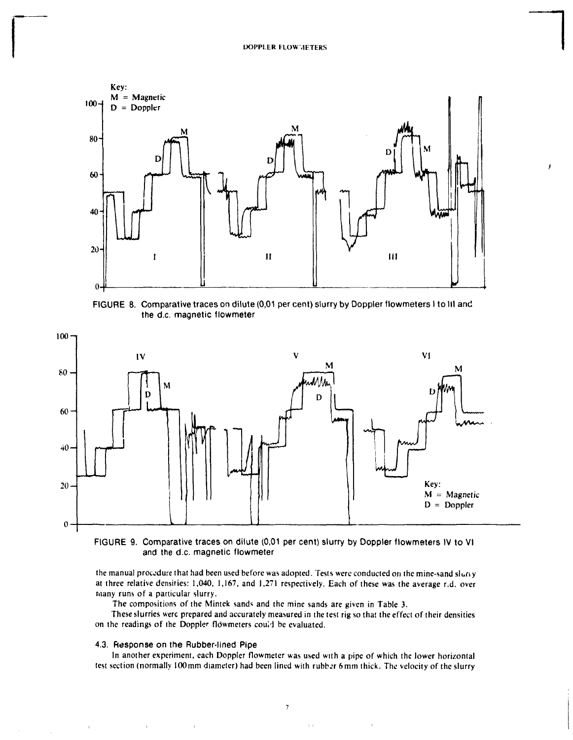FIGURE 8. Comparative traces on dilute (0,01 per cent) slurry by Doppler flowmeters I to III and the d.c. magnetic flowmeter

FIGURE 9. Comparative traces on dilute (0,01 per cent) slurry by Doppler flowmeters IV to VI and the d.c. magnetic flowmeter

the manual procedure that had been used before was adopted. Tests were conducted on the mine-sand slurry at three relative densities: 1,040, 1,167, and 1,271 respectively. Each of these was the average r.d. over many runs of a particular slurry.

The compositions of the Mintek sands and the mine sands are given in Table 3.

These slurries were prepared and accurately measured in the test rig so that the effect of their densities on the readings of the Doppler flowmeters could be evaluated.

### 4.3. Response on the Rubber-lined Pipe

In another experiment, each Doppler flowmeter was used with a pipe of which the lower horizontal test section (normally 100 mm diameter) had been lined with rubber 6 mm thick. The velocity of the slurry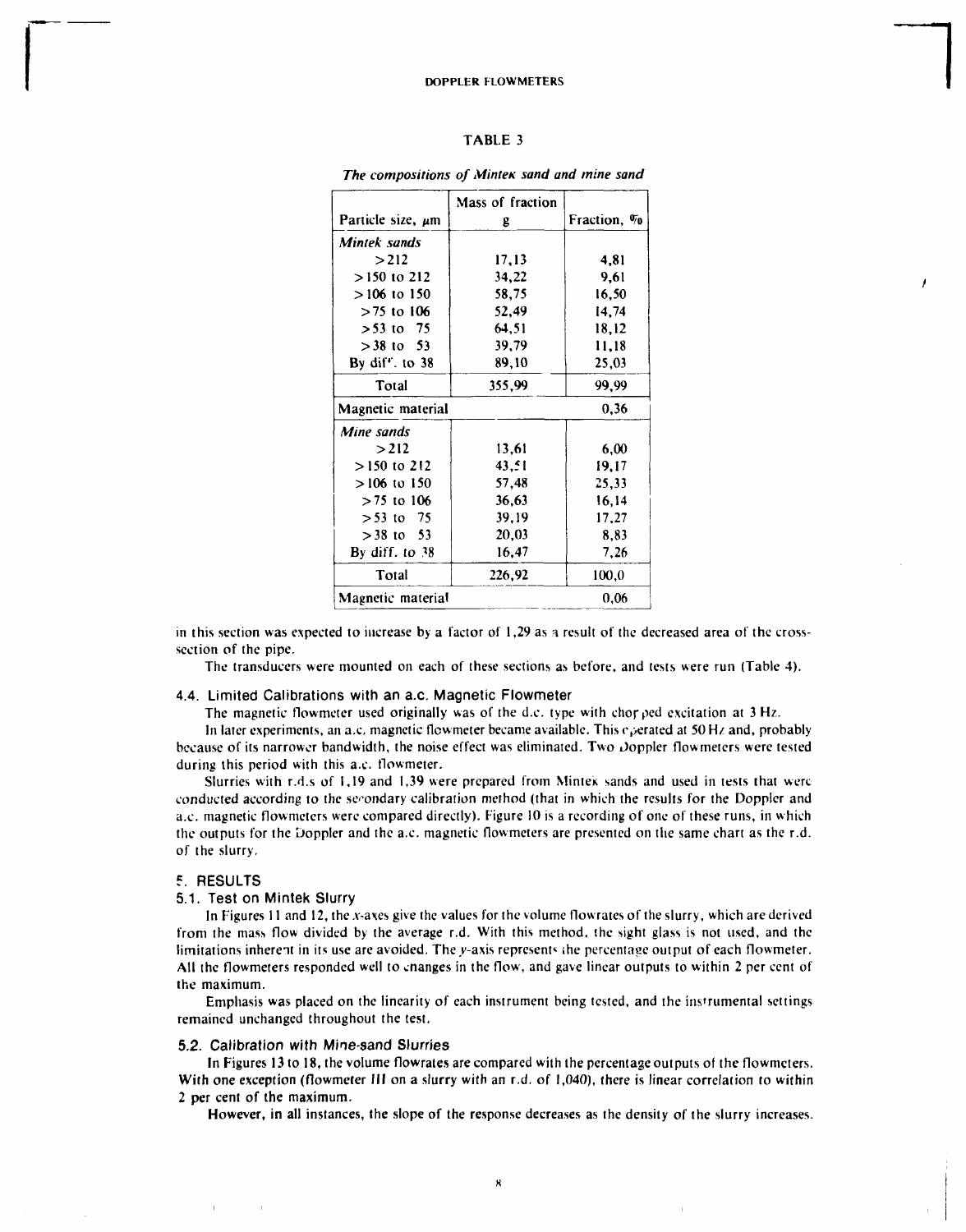## TABLE 3

*The compositions of Mintek sand and mine sand*

| Particle size, μm | Mass of fraction g | Fraction, % |
|---|---|---|
| *Mintek sands* | | |
| >212 | 17,13 | 4,81 |
| >150 to 212 | 34,22 | 9,61 |
| >106 to 150 | 58,75 | 16,50 |
| >75 to 106 | 52,49 | 14,74 |
| >53 to 75 | 64,51 | 18,12 |
| >38 to 53 | 39,79 | 11,18 |
| By diff. to 38 | 89,10 | 25,03 |
| Total | 355,99 | 99,99 |
| Magnetic material | | 0,36 |
| *Mine sands* | | |
| >212 | 13,61 | 6,00 |
| >150 to 212 | 43,51 | 19,17 |
| >106 to 150 | 57,48 | 25,33 |
| >75 to 106 | 36,63 | 16,14 |
| >53 to 75 | 39,19 | 17,27 |
| >38 to 53 | 20,03 | 8,83 |
| By diff. to 38 | 16,47 | 7,26 |
| Total | 226,92 | 100,0 |
| Magnetic material | | 0,06 |

in this section was expected to increase by a factor of 1,29 as a result of the decreased area of the cross-section of the pipe.

The transducers were mounted on each of these sections as before, and tests were run (Table 4).

### 4.4. Limited Calibrations with an a.c. Magnetic Flowmeter

The magnetic flowmeter used originally was of the d.c. type with chopped excitation at 3 Hz.

In later experiments, an a.c. magnetic flowmeter became available. This operated at 50 Hz and, probably because of its narrower bandwidth, the noise effect was eliminated. Two Doppler flowmeters were tested during this period with this a.c. flowmeter.

Slurries with r.d.s of 1,19 and 1,39 were prepared from Mintek sands and used in tests that were conducted according to the secondary calibration method (that in which the results for the Doppler and a.c. magnetic flowmeters were compared directly). Figure 10 is a recording of one of these runs, in which the outputs for the Doppler and the a.c. magnetic flowmeters are presented on the same chart as the r.d. of the slurry.

## 5. RESULTS

### 5.1. Test on Mintek Slurry

In Figures 11 and 12, the $x$-axes give the values for the volume flowrates of the slurry, which are derived from the mass flow divided by the average r.d. With this method, the sight glass is not used, and the limitations inherent in its use are avoided. The $y$-axis represents the percentage output of each flowmeter. All the flowmeters responded well to changes in the flow, and gave linear outputs to within 2 per cent of the maximum.

Emphasis was placed on the linearity of each instrument being tested, and the instrumental settings remained unchanged throughout the test.

### 5.2. Calibration with Mine-sand Slurries

In Figures 13 to 18, the volume flowrates are compared with the percentage outputs of the flowmeters. With one exception (flowmeter III on a slurry with an r.d. of 1,040), there is linear correlation to within 2 per cent of the maximum.

However, in all instances, the slope of the response decreases as the density of the slurry increases.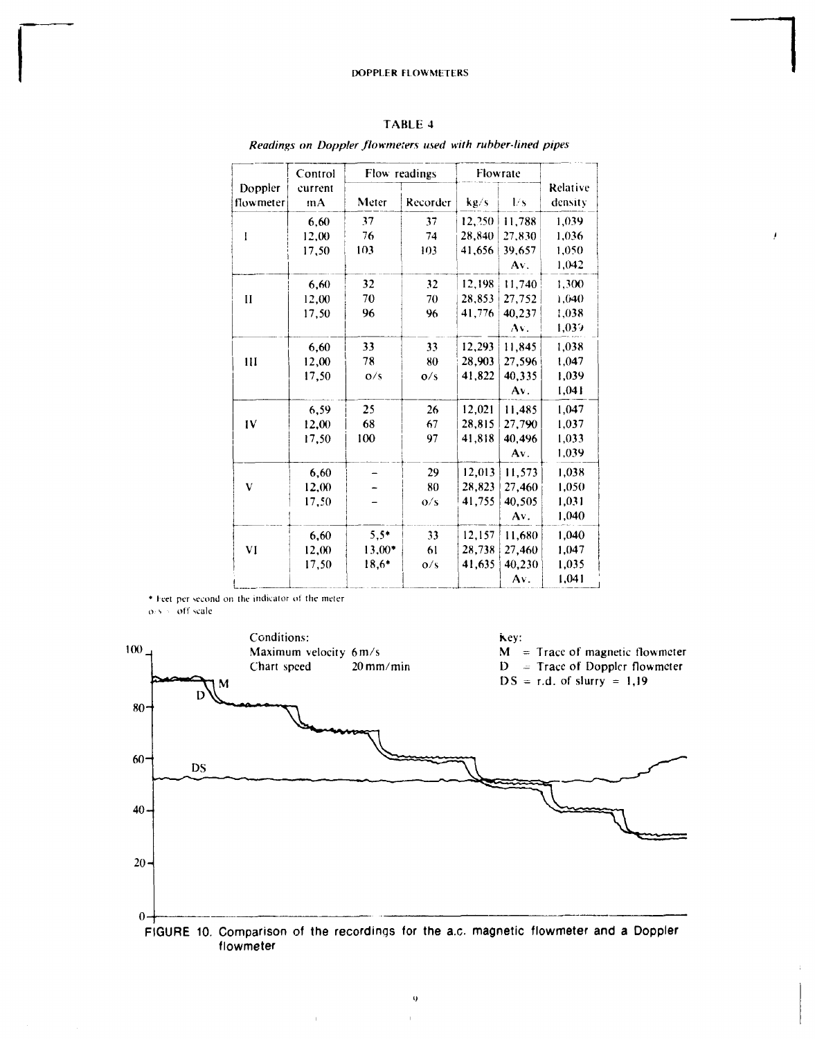## TABLE 4

*Readings on Doppler flowmeters used with rubber-lined pipes*

| Doppler flowmeter | Control current mA | Flow readings | | Flowrate | | Relative density |
|---|---|---|---|---|---|---|
| | | Meter | Recorder | kg/s | l/s | |
| I | 6,60 | 37 | 37 | 12,250 | 11,788 | 1,039 |
| | 12,00 | 76 | 74 | 28,840 | 27,830 | 1,036 |
| | 17,50 | 103 | 103 | 41,656 | 39,657 | 1,050 |
| | | | | | Av. | 1,042 |
| II | 6,60 | 32 | 32 | 12,198 | 11,740 | 1,300 |
| | 12,00 | 70 | 70 | 28,853 | 27,752 | 1,040 |
| | 17,50 | 96 | 96 | 41,776 | 40,237 | 1,038 |
| | | | | | Av. | 1,039 |
| III | 6,60 | 33 | 33 | 12,293 | 11,845 | 1,038 |
| | 12,00 | 78 | 80 | 28,903 | 27,596 | 1,047 |
| | 17,50 | o/s | o/s | 41,822 | 40,335 | 1,039 |
| | | | | | Av. | 1,041 |
| IV | 6,59 | 25 | 26 | 12,021 | 11,485 | 1,047 |
| | 12,00 | 68 | 67 | 28,815 | 27,790 | 1,037 |
| | 17,50 | 100 | 97 | 41,818 | 40,496 | 1,033 |
| | | | | | Av. | 1,039 |
| V | 6,60 | – | 29 | 12,013 | 11,573 | 1,038 |
| | 12,00 | – | 80 | 28,823 | 27,460 | 1,050 |
| | 17,50 | – | o/s | 41,755 | 40,505 | 1,031 |
| | | | | | Av. | 1,040 |
| VI | 6,60 | 5,5* | 33 | 12,157 | 11,680 | 1,040 |
| | 12,00 | 13,00* | 61 | 28,738 | 27,460 | 1,047 |
| | 17,50 | 18,6* | o/s | 41,635 | 40,230 | 1,035 |
| | | | | | Av. | 1,041 |

\* Feet per second on the indicator of the meter
o/s = off scale

Conditions:
Maximum velocity 6 m/s
Chart speed 20 mm/min

Key:
M = Trace of magnetic flowmeter
D = Trace of Doppler flowmeter
DS = r.d. of slurry = 1,19

FIGURE 10. Comparison of the recordings for the a.c. magnetic flowmeter and a Doppler flowmeter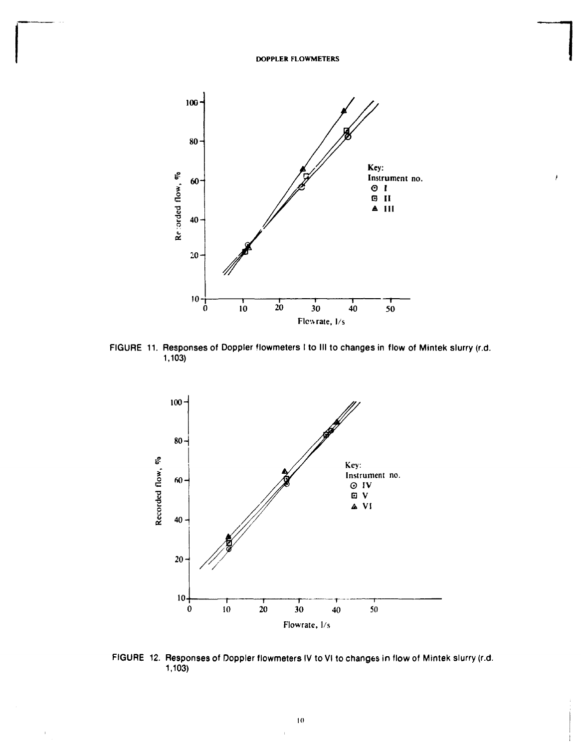FIGURE 11. Responses of Doppler flowmeters I to III to changes in flow of Mintek slurry (r.d. 1,103)

FIGURE 12. Responses of Doppler flowmeters IV to VI to changes in flow of Mintek slurry (r.d. 1,103)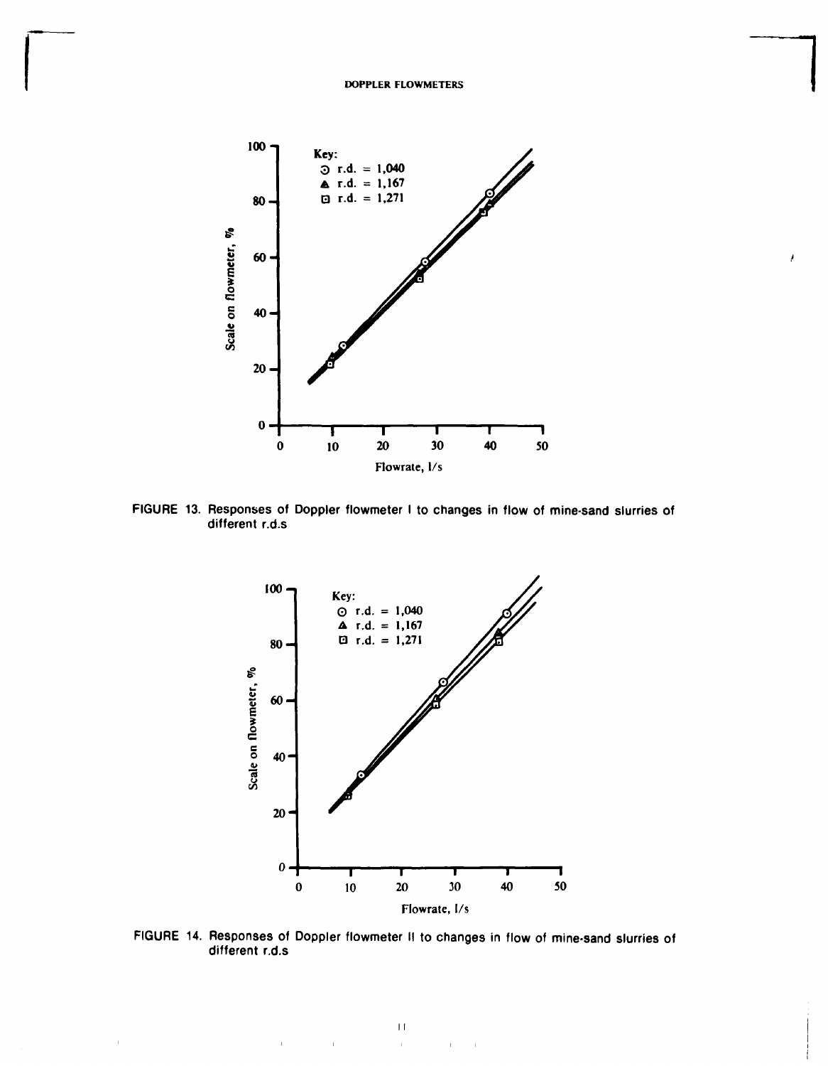FIGURE 13. Responses of Doppler flowmeter I to changes in flow of mine-sand slurries of different r.d.s

FIGURE 14. Responses of Doppler flowmeter II to changes in flow of mine-sand slurries of different r.d.s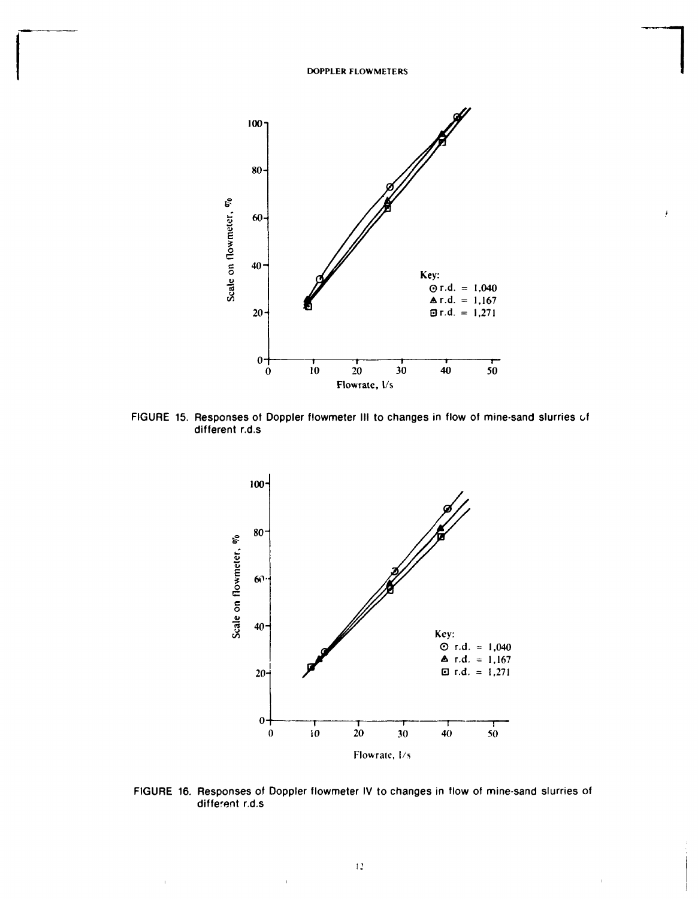FIGURE 15. Responses of Doppler flowmeter III to changes in flow of mine-sand slurries of different r.d.s

FIGURE 16. Responses of Doppler flowmeter IV to changes in flow of mine-sand slurries of different r.d.s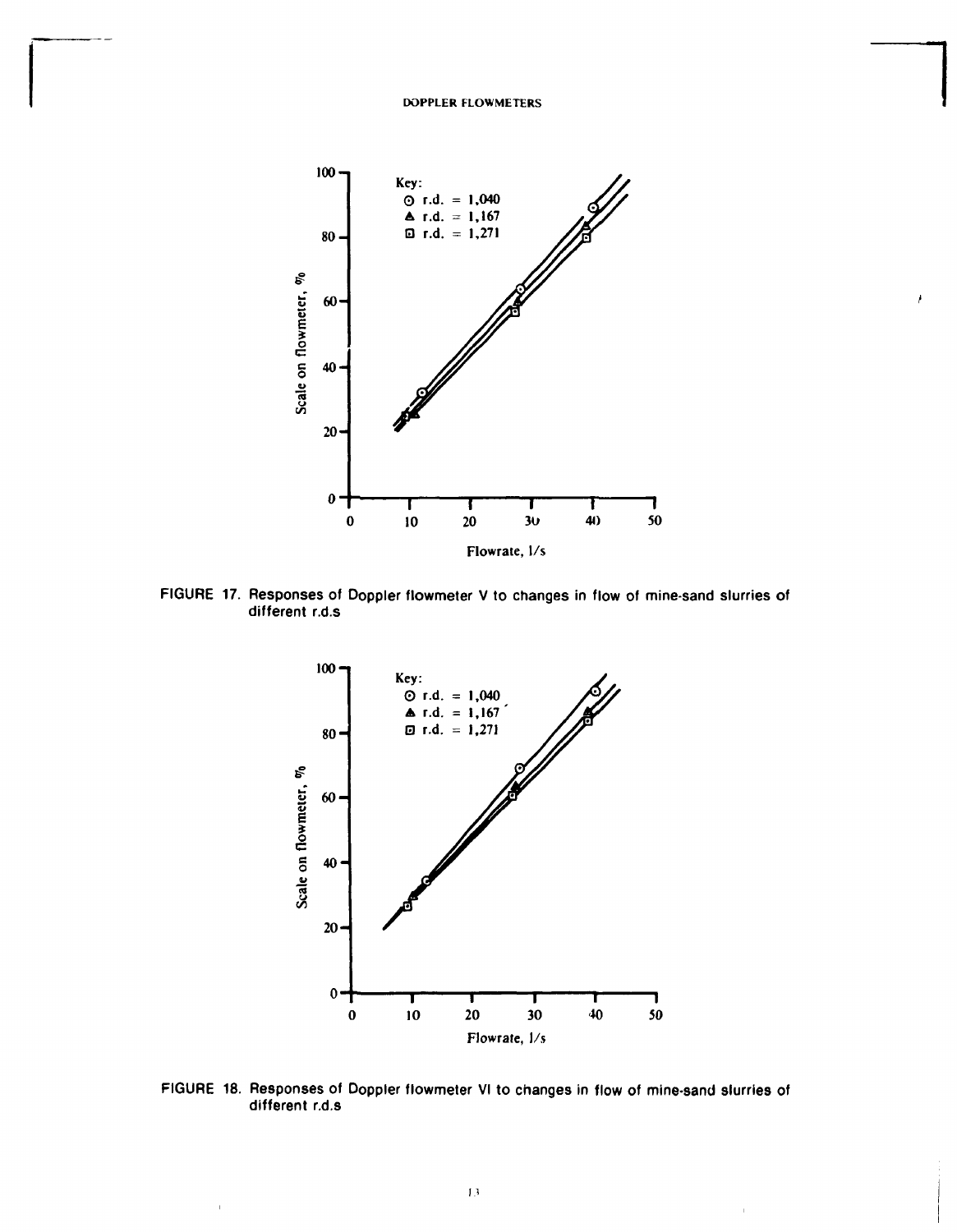FIGURE 17. Responses of Doppler flowmeter V to changes in flow of mine-sand slurries of different r.d.s

FIGURE 18. Responses of Doppler flowmeter VI to changes in flow of mine-sand slurries of different r.d.s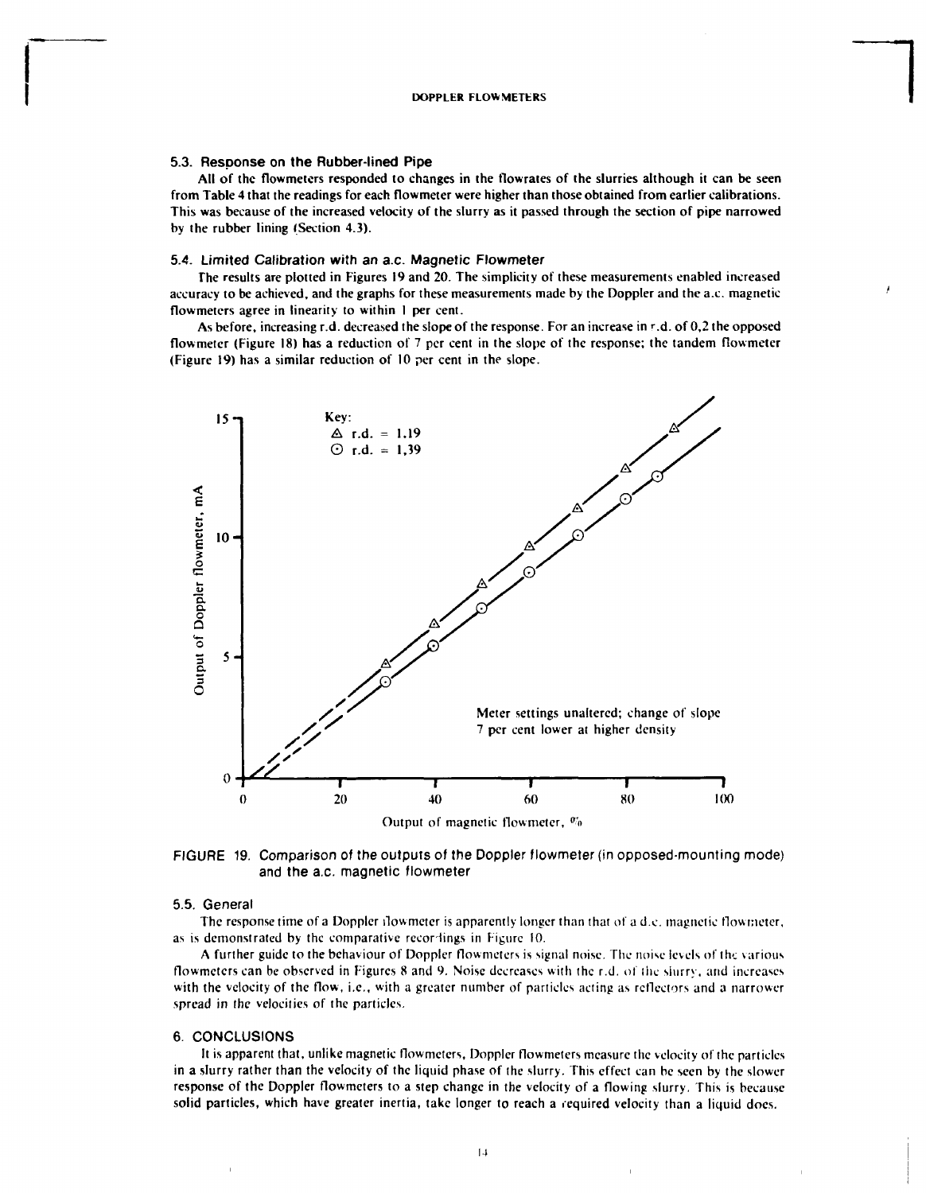### 5.3. Response on the Rubber-lined Pipe

All of the flowmeters responded to changes in the flowrates of the slurries although it can be seen from Table 4 that the readings for each flowmeter were higher than those obtained from earlier calibrations. This was because of the increased velocity of the slurry as it passed through the section of pipe narrowed by the rubber lining (Section 4.3).

### 5.4. Limited Calibration with an a.c. Magnetic Flowmeter

The results are plotted in Figures 19 and 20. The simplicity of these measurements enabled increased accuracy to be achieved, and the graphs for these measurements made by the Doppler and the a.c. magnetic flowmeters agree in linearity to within 1 per cent.

As before, increasing r.d. decreased the slope of the response. For an increase in r.d. of 0,2 the opposed flowmeter (Figure 18) has a reduction of 7 per cent in the slope of the response; the tandem flowmeter (Figure 19) has a similar reduction of 10 per cent in the slope.

FIGURE 19. Comparison of the outputs of the Doppler flowmeter (in opposed-mounting mode) and the a.c. magnetic flowmeter

### 5.5. General

The response time of a Doppler flowmeter is apparently longer than that of a d.c. magnetic flowmeter, as is demonstrated by the comparative recordings in Figure 10.

A further guide to the behaviour of Doppler flowmeters is signal noise. The noise levels of the various flowmeters can be observed in Figures 8 and 9. Noise decreases with the r.d. of the slurry, and increases with the velocity of the flow, i.e., with a greater number of particles acting as reflectors and a narrower spread in the velocities of the particles.

## 6. CONCLUSIONS

It is apparent that, unlike magnetic flowmeters, Doppler flowmeters measure the velocity of the particles in a slurry rather than the velocity of the liquid phase of the slurry. This effect can be seen by the slower response of the Doppler flowmeters to a step change in the velocity of a flowing slurry. This is because solid particles, which have greater inertia, take longer to reach a required velocity than a liquid does.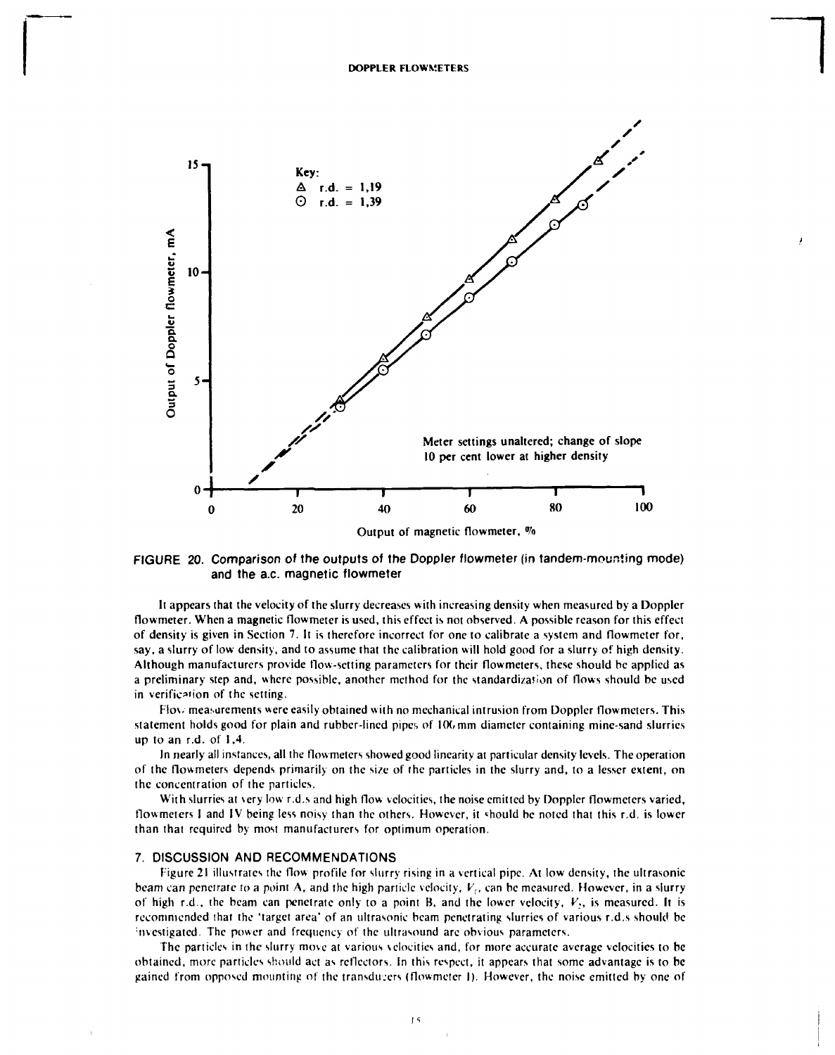FIGURE 20. Comparison of the outputs of the Doppler flowmeter (in tandem-mounting mode) and the a.c. magnetic flowmeter

It appears that the velocity of the slurry decreases with increasing density when measured by a Doppler flowmeter. When a magnetic flowmeter is used, this effect is not observed. A possible reason for this effect of density is given in Section 7. It is therefore incorrect for one to calibrate a system and flowmeter for, say, a slurry of low density, and to assume that the calibration will hold good for a slurry of high density. Although manufacturers provide flow-setting parameters for their flowmeters, these should be applied as a preliminary step and, where possible, another method for the standardization of flows should be used in verification of the setting.

Flow measurements were easily obtained with no mechanical intrusion from Doppler flowmeters. This statement holds good for plain and rubber-lined pipes of 100 mm diameter containing mine-sand slurries up to an r.d. of 1,4.

In nearly all instances, all the flowmeters showed good linearity at particular density levels. The operation of the flowmeters depends primarily on the size of the particles in the slurry and, to a lesser extent, on the concentration of the particles.

With slurries at very low r.d.s and high flow velocities, the noise emitted by Doppler flowmeters varied, flowmeters I and IV being less noisy than the others. However, it should be noted that this r.d. is lower than that required by most manufacturers for optimum operation.

## 7. DISCUSSION AND RECOMMENDATIONS

Figure 21 illustrates the flow profile for slurry rising in a vertical pipe. At low density, the ultrasonic beam can penetrate to a point A, and the high particle velocity, $V_1$, can be measured. However, in a slurry of high r.d., the beam can penetrate only to a point B, and the lower velocity, $V_2$, is measured. It is recommended that the 'target area' of an ultrasonic beam penetrating slurries of various r.d.s should be investigated. The power and frequency of the ultrasound are obvious parameters.

The particles in the slurry move at various velocities and, for more accurate average velocities to be obtained, more particles should act as reflectors. In this respect, it appears that some advantage is to be gained from opposed mounting of the transducers (flowmeter I). However, the noise emitted by one of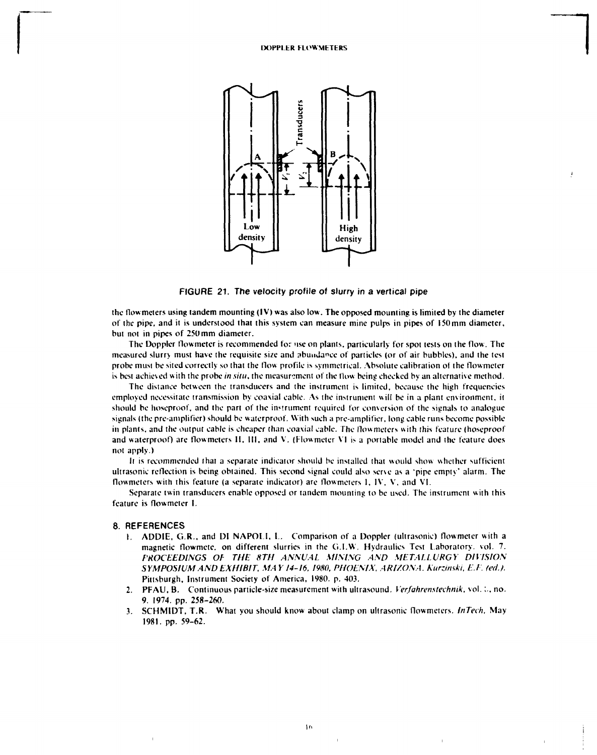FIGURE 21. The velocity profile of slurry in a vertical pipe

the flowmeters using tandem mounting (IV) was also low. The opposed mounting is limited by the diameter of the pipe, and it is understood that this system can measure mine pulps in pipes of 150 mm diameter, but not in pipes of 250 mm diameter.

The Doppler flowmeter is recommended for use on plants, particularly for spot tests on the flow. The measured slurry must have the requisite size and abundance of particles (or of air bubbles), and the test probe must be sited correctly so that the flow profile is symmetrical. Absolute calibration of the flowmeter is best achieved with the probe *in situ*, the measurement of the flow being checked by an alternative method.

The distance between the transducers and the instrument is limited, because the high frequencies employed necessitate transmission by coaxial cable. As the instrument will be in a plant environment, it should be hoseproof, and the part of the instrument required for conversion of the signals to analogue signals (the pre-amplifier) should be waterproof. With such a pre-amplifier, long cable runs become possible in plants, and the output cable is cheaper than coaxial cable. The flowmeters with this feature (hoseproof and waterproof) are flowmeters II, III, and V. (Flowmeter VI is a portable model and the feature does not apply.)

It is recommended that a separate indicator should be installed that would show whether sufficient ultrasonic reflection is being obtained. This second signal could also serve as a 'pipe empty' alarm. The flowmeters with this feature (a separate indicator) are flowmeters I, IV, V, and VI.

Separate twin transducers enable opposed or tandem mounting to be used. The instrument with this feature is flowmeter I.

## 8. REFERENCES

1. ADDIE, G.R., and DI NAPOLI, L. Comparison of a Doppler (ultrasonic) flowmeter with a magnetic flowmeter on different slurries in the G.I.W. Hydraulics Test Laboratory. vol. 7. *PROCEEDINGS OF THE 8TH ANNUAL MINING AND METALLURGY DIVISION SYMPOSIUM AND EXHIBIT, MAY 14-16, 1980, PHOENIX, ARIZONA. Kurzinski, E.F. (ed.).* Pittsburgh, Instrument Society of America, 1980. p. 403.
2. PFAU, B. Continuous particle-size measurement with ultrasound. *Verfahrenstechnik*, vol. :., no. 9. 1974. pp. 258-260.
3. SCHMIDT, T.R. What you should know about clamp on ultrasonic flowmeters. *InTech*, May 1981. pp. 59-62.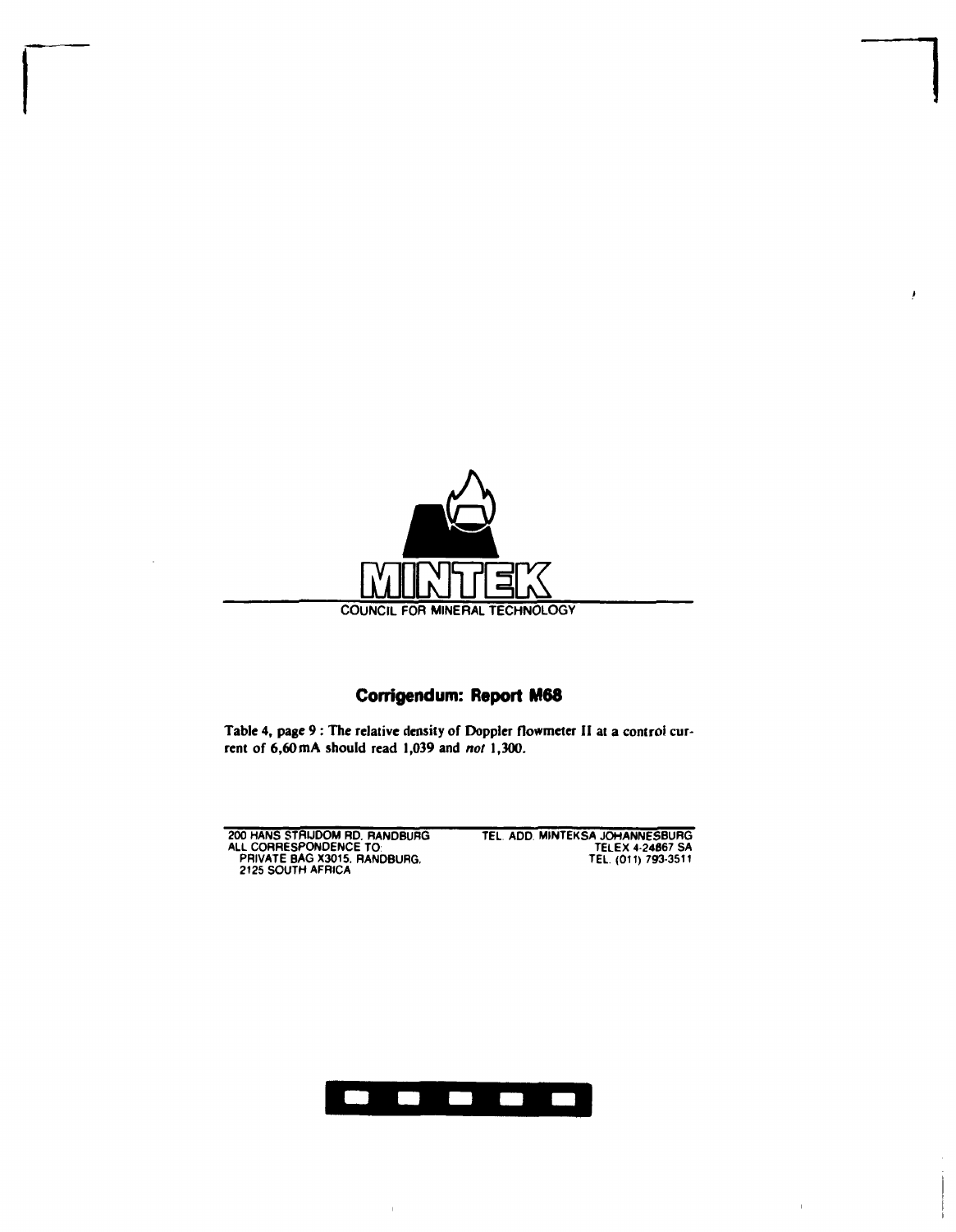MINTEK

COUNCIL FOR MINERAL TECHNOLOGY

## Corrigendum: Report M68

Table 4, page 9 : The relative density of Doppler flowmeter II at a control current of 6,60 mA should read 1,039 and *not* 1,300.

200 HANS STRIJDOM RD. RANDBURG
ALL CORRESPONDENCE TO:
PRIVATE BAG X3015, RANDBURG,
2125 SOUTH AFRICA

TEL. ADD. MINTEKSA JOHANNESBURG
TELEX 4-24867 SA
TEL. (011) 793-3511